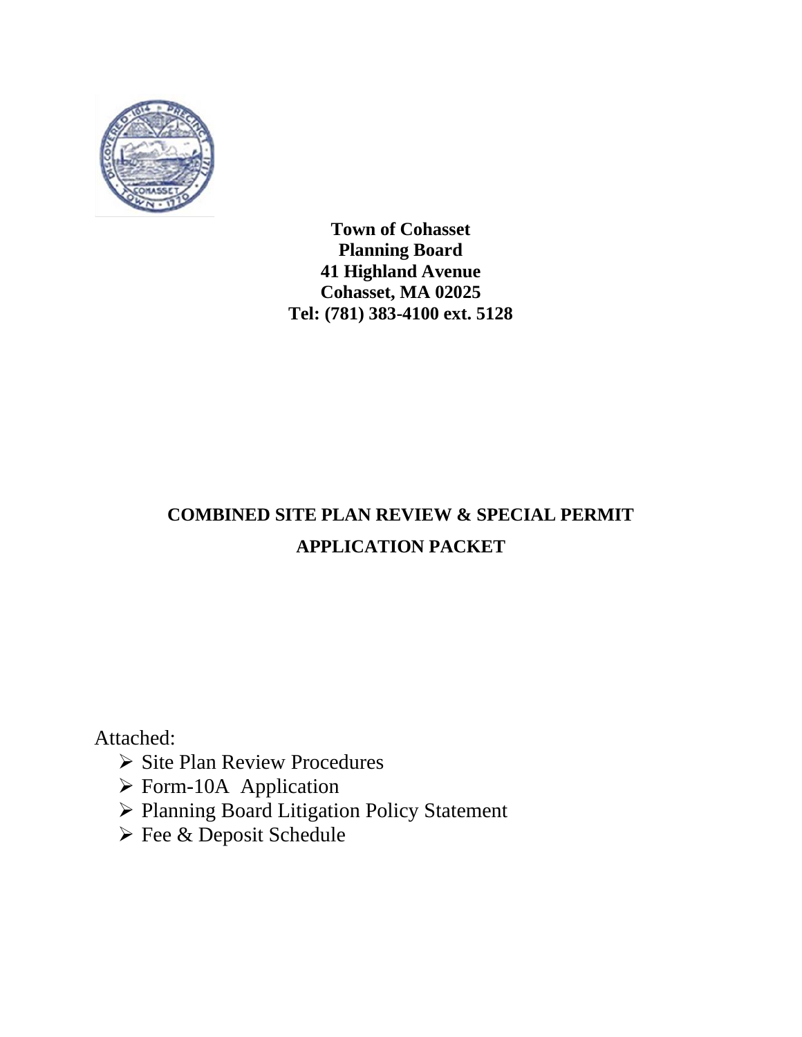**Town of Cohasset**
**Planning Board**
**41 Highland Avenue**
**Cohasset, MA 02025**
**Tel: (781) 383-4100 ext. 5128**

# COMBINED SITE PLAN REVIEW & SPECIAL PERMIT APPLICATION PACKET

Attached:

- Site Plan Review Procedures
- Form-10A Application
- Planning Board Litigation Policy Statement
- Fee & Deposit Schedule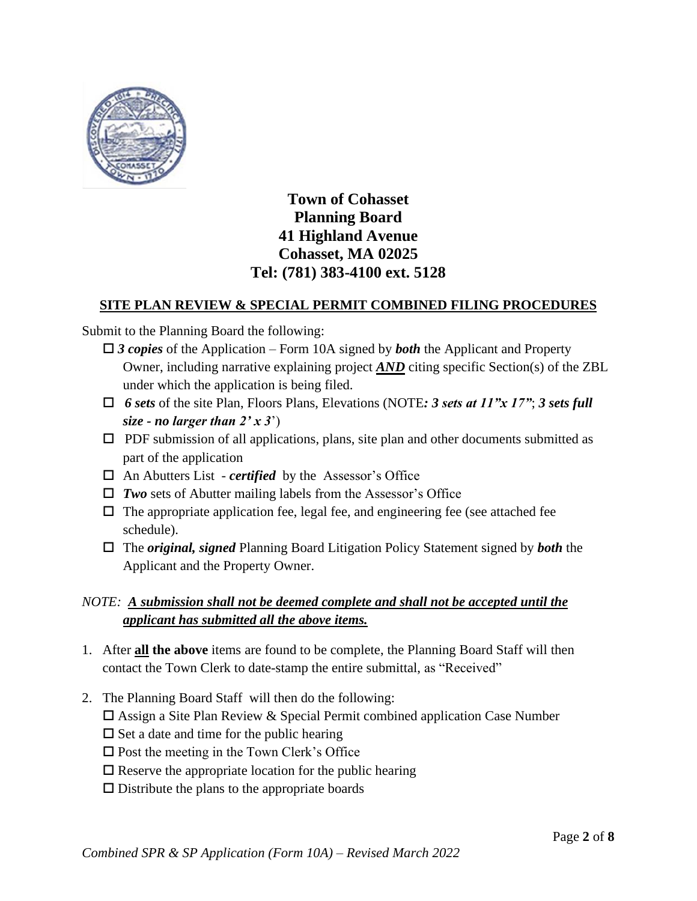**Town of Cohasset**
**Planning Board**
**41 Highland Avenue**
**Cohasset, MA 02025**
**Tel: (781) 383-4100 ext. 5128**

## SITE PLAN REVIEW & SPECIAL PERMIT COMBINED FILING PROCEDURES

Submit to the Planning Board the following:

- ☐ ***3 copies*** of the Application – Form 10A signed by ***both*** the Applicant and Property Owner, including narrative explaining project ***AND*** citing specific Section(s) of the ZBL under which the application is being filed.
- ☐ ***6 sets*** of the site Plan, Floors Plans, Elevations (NOTE***: 3 sets at 11"x 17"***; ***3 sets full size - no larger than 2' x 3***')
- ☐ PDF submission of all applications, plans, site plan and other documents submitted as part of the application
- ☐ An Abutters List - ***certified*** by the Assessor's Office
- ☐ ***Two*** sets of Abutter mailing labels from the Assessor's Office
- ☐ The appropriate application fee, legal fee, and engineering fee (see attached fee schedule).
- ☐ The ***original, signed*** Planning Board Litigation Policy Statement signed by ***both*** the Applicant and the Property Owner.

*NOTE:* ***A submission shall not be deemed complete and shall not be accepted until the applicant has submitted all the above items.***

1. After **all the above** items are found to be complete, the Planning Board Staff will then contact the Town Clerk to date-stamp the entire submittal, as "Received"

2. The Planning Board Staff will then do the following:
   - ☐ Assign a Site Plan Review & Special Permit combined application Case Number
   - ☐ Set a date and time for the public hearing
   - ☐ Post the meeting in the Town Clerk's Office
   - ☐ Reserve the appropriate location for the public hearing
   - ☐ Distribute the plans to the appropriate boards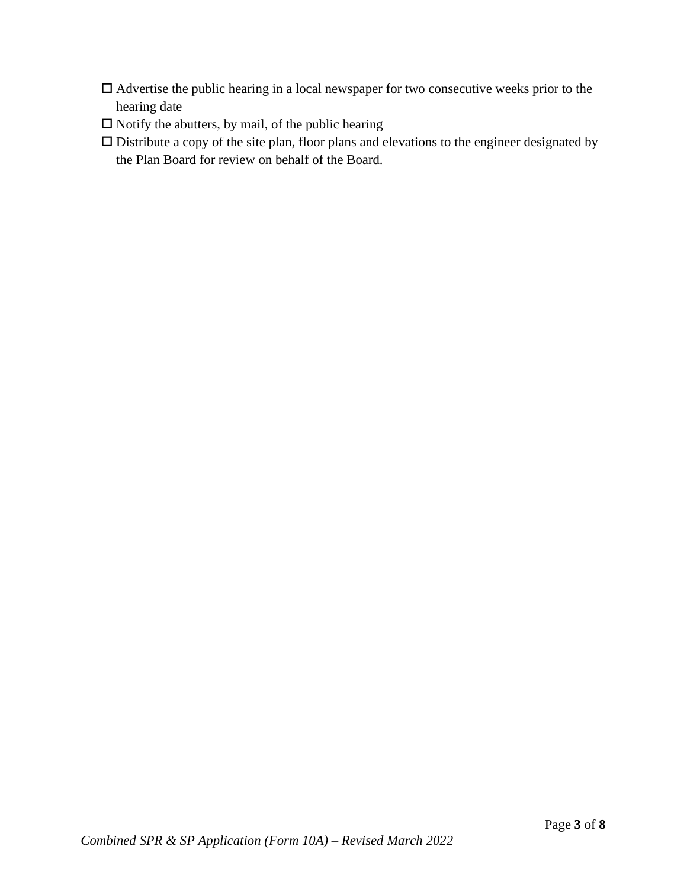- ☐ Advertise the public hearing in a local newspaper for two consecutive weeks prior to the hearing date
- ☐ Notify the abutters, by mail, of the public hearing
- ☐ Distribute a copy of the site plan, floor plans and elevations to the engineer designated by the Plan Board for review on behalf of the Board.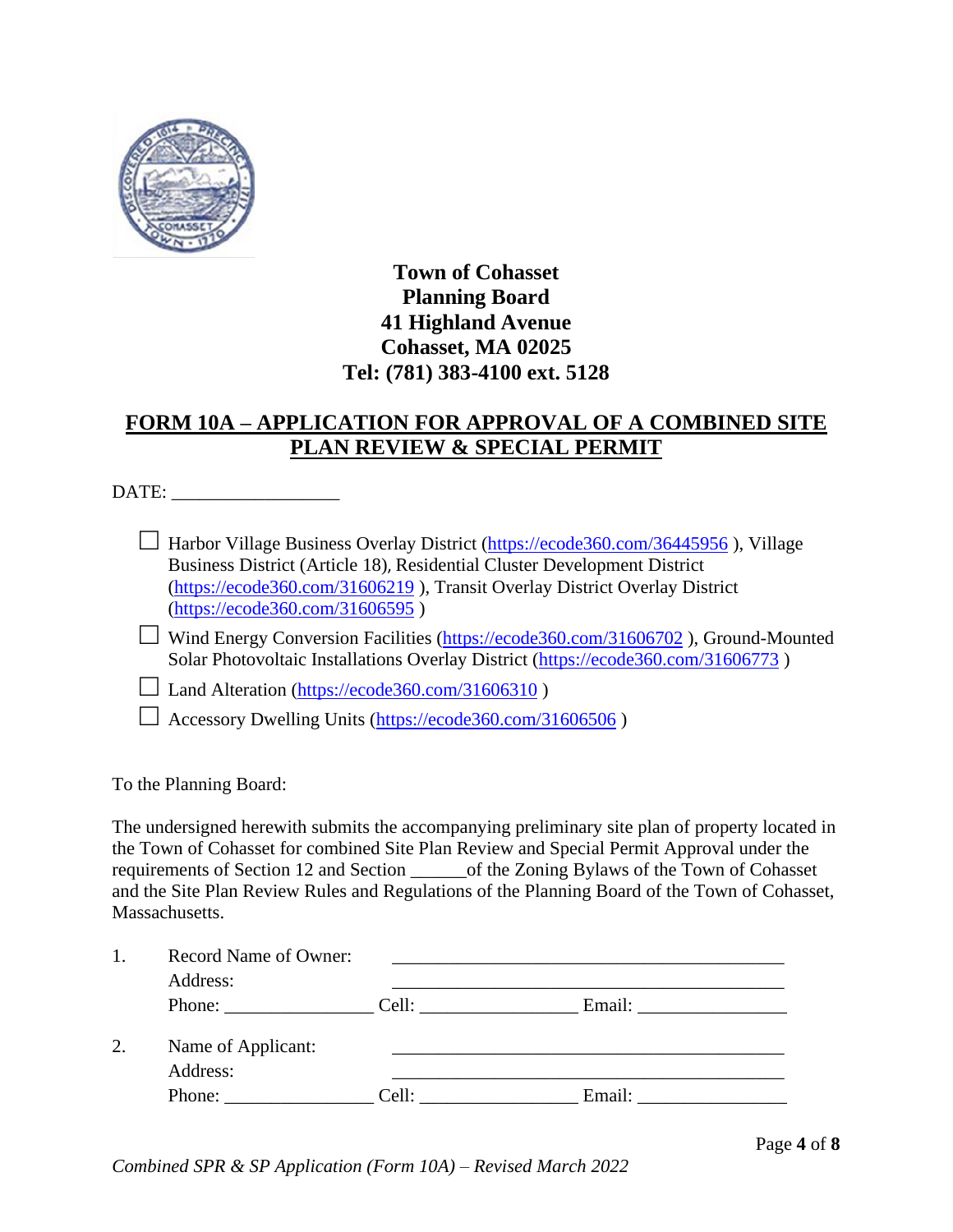**Town of Cohasset**
**Planning Board**
**41 Highland Avenue**
**Cohasset, MA 02025**
**Tel: (781) 383-4100 ext. 5128**

## FORM 10A – APPLICATION FOR APPROVAL OF A COMBINED SITE PLAN REVIEW & SPECIAL PERMIT

DATE: _________________

- ☐ Harbor Village Business Overlay District (https://ecode360.com/36445956 ), Village Business District (Article 18), Residential Cluster Development District (https://ecode360.com/31606219 ), Transit Overlay District Overlay District (https://ecode360.com/31606595 )
- ☐ Wind Energy Conversion Facilities (https://ecode360.com/31606702 ), Ground-Mounted Solar Photovoltaic Installations Overlay District (https://ecode360.com/31606773 )
- ☐ Land Alteration (https://ecode360.com/31606310 )
- ☐ Accessory Dwelling Units (https://ecode360.com/31606506 )

To the Planning Board:

The undersigned herewith submits the accompanying preliminary site plan of property located in the Town of Cohasset for combined Site Plan Review and Special Permit Approval under the requirements of Section 12 and Section ______of the Zoning Bylaws of the Town of Cohasset and the Site Plan Review Rules and Regulations of the Planning Board of the Town of Cohasset, Massachusetts.

1. Record Name of Owner: ___________________________________________
   Address: ___________________________________________
   Phone: _______________ Cell: ________________ Email: _______________

2. Name of Applicant: ___________________________________________
   Address: ___________________________________________
   Phone: _______________ Cell: ________________ Email: _______________

*Combined SPR & SP Application (Form 10A) – Revised March 2022*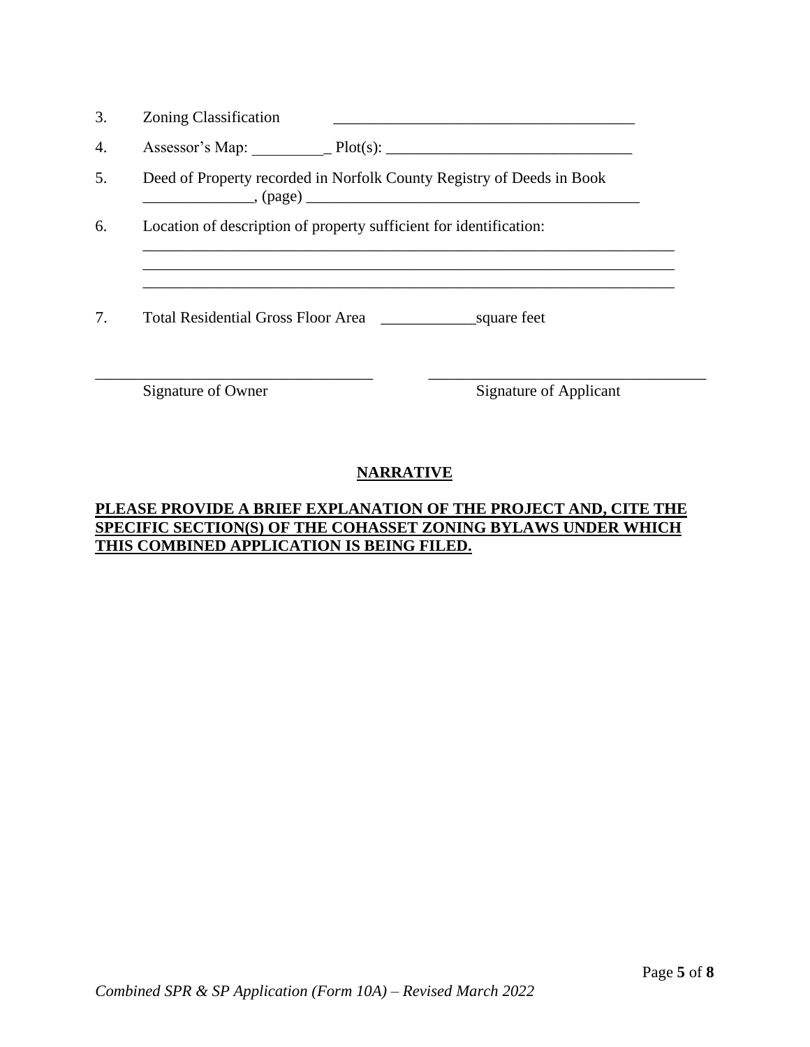3. Zoning Classification ______________________________________

4. Assessor's Map: __________ Plot(s): _______________________________

5. Deed of Property recorded in Norfolk County Registry of Deeds in Book ______________, (page) __________________________________________

6. Location of description of property sufficient for identification:
______________________________________________________________________
______________________________________________________________________
______________________________________________________________________

7. Total Residential Gross Floor Area ____________square feet

___________________________________ ___________________________________
Signature of Owner Signature of Applicant

## NARRATIVE

**PLEASE PROVIDE A BRIEF EXPLANATION OF THE PROJECT AND, CITE THE SPECIFIC SECTION(S) OF THE COHASSET ZONING BYLAWS UNDER WHICH THIS COMBINED APPLICATION IS BEING FILED.**

*Combined SPR & SP Application (Form 10A) – Revised March 2022*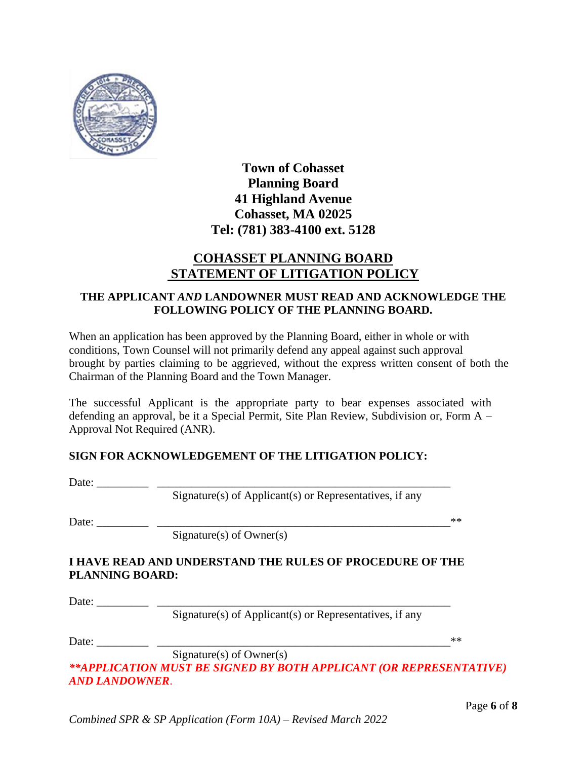**Town of Cohasset**
**Planning Board**
**41 Highland Avenue**
**Cohasset, MA 02025**
**Tel: (781) 383-4100 ext. 5128**

# COHASSET PLANNING BOARD STATEMENT OF LITIGATION POLICY

**THE APPLICANT *AND* LANDOWNER MUST READ AND ACKNOWLEDGE THE FOLLOWING POLICY OF THE PLANNING BOARD.**

When an application has been approved by the Planning Board, either in whole or with conditions, Town Counsel will not primarily defend any appeal against such approval brought by parties claiming to be aggrieved, without the express written consent of both the Chairman of the Planning Board and the Town Manager.

The successful Applicant is the appropriate party to bear expenses associated with defending an approval, be it a Special Permit, Site Plan Review, Subdivision or, Form A – Approval Not Required (ANR).

**SIGN FOR ACKNOWLEDGEMENT OF THE LITIGATION POLICY:**

Date: _________ ____________________________________________________
Signature(s) of Applicant(s) or Representatives, if any

Date: _________ ____________________________________________________**
Signature(s) of Owner(s)

**I HAVE READ AND UNDERSTAND THE RULES OF PROCEDURE OF THE PLANNING BOARD:**

Date: _________ ____________________________________________________
Signature(s) of Applicant(s) or Representatives, if any

Date: _________ ____________________________________________________**
Signature(s) of Owner(s)

***\*\*APPLICATION MUST BE SIGNED BY BOTH APPLICANT (OR REPRESENTATIVE) AND LANDOWNER.***

*Combined SPR & SP Application (Form 10A) – Revised March 2022*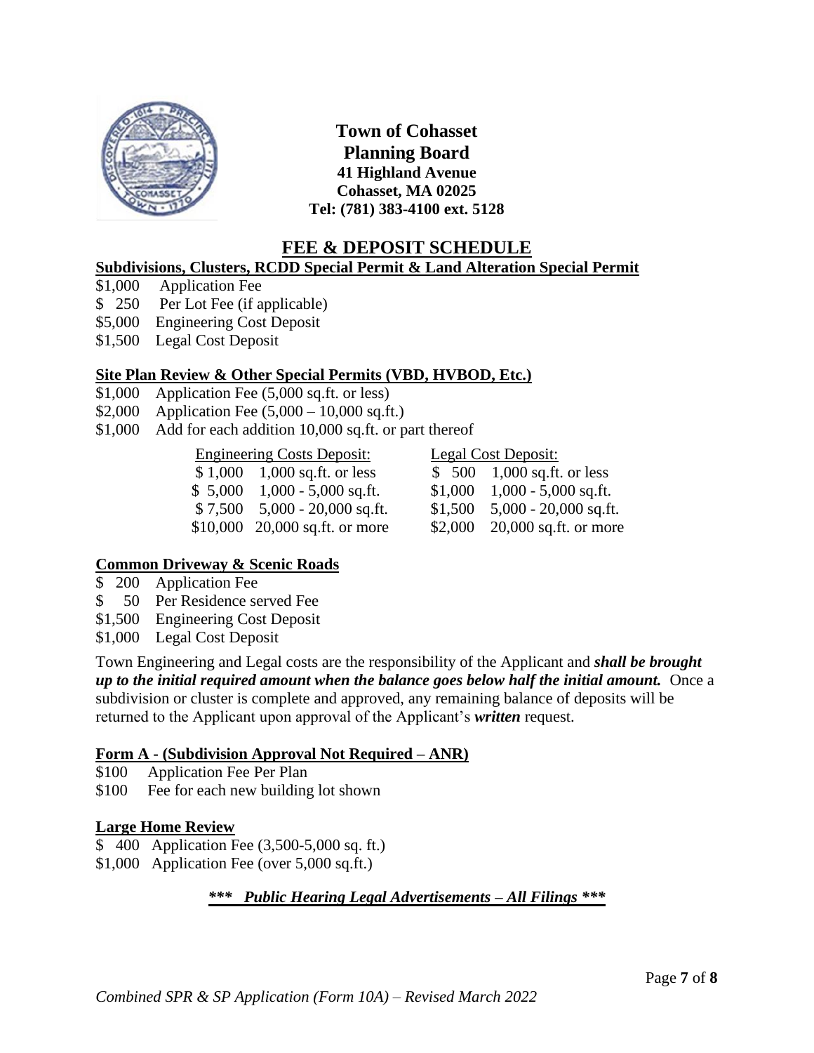**Town of Cohasset**
**Planning Board**
**41 Highland Avenue**
**Cohasset, MA 02025**
**Tel: (781) 383-4100 ext. 5128**

# FEE & DEPOSIT SCHEDULE

## Subdivisions, Clusters, RCDD Special Permit & Land Alteration Special Permit

- $1,000 Application Fee
- $ 250 Per Lot Fee (if applicable)
- $5,000 Engineering Cost Deposit
- $1,500 Legal Cost Deposit

## Site Plan Review & Other Special Permits (VBD, HVBOD, Etc.)

- $1,000 Application Fee (5,000 sq.ft. or less)
- $2,000 Application Fee (5,000 – 10,000 sq.ft.)
- $1,000 Add for each addition 10,000 sq.ft. or part thereof

| Engineering Costs Deposit: | | Legal Cost Deposit: | |
|---|---|---|---|
| $ 1,000 | 1,000 sq.ft. or less | $ 500 | 1,000 sq.ft. or less |
| $ 5,000 | 1,000 - 5,000 sq.ft. | $1,000 | 1,000 - 5,000 sq.ft. |
| $ 7,500 | 5,000 - 20,000 sq.ft. | $1,500 | 5,000 - 20,000 sq.ft. |
| $10,000 | 20,000 sq.ft. or more | $2,000 | 20,000 sq.ft. or more |

## Common Driveway & Scenic Roads

- $ 200 Application Fee
- $ 50 Per Residence served Fee
- $1,500 Engineering Cost Deposit
- $1,000 Legal Cost Deposit

Town Engineering and Legal costs are the responsibility of the Applicant and ***shall be brought up to the initial required amount when the balance goes below half the initial amount.*** Once a subdivision or cluster is complete and approved, any remaining balance of deposits will be returned to the Applicant upon approval of the Applicant's ***written*** request.

## Form A - (Subdivision Approval Not Required – ANR)

- $100 Application Fee Per Plan
- $100 Fee for each new building lot shown

## Large Home Review

- $ 400 Application Fee (3,500-5,000 sq. ft.)
- $1,000 Application Fee (over 5,000 sq.ft.)

***\*\*\* Public Hearing Legal Advertisements – All Filings \*\*\****

*Combined SPR & SP Application (Form 10A) – Revised March 2022*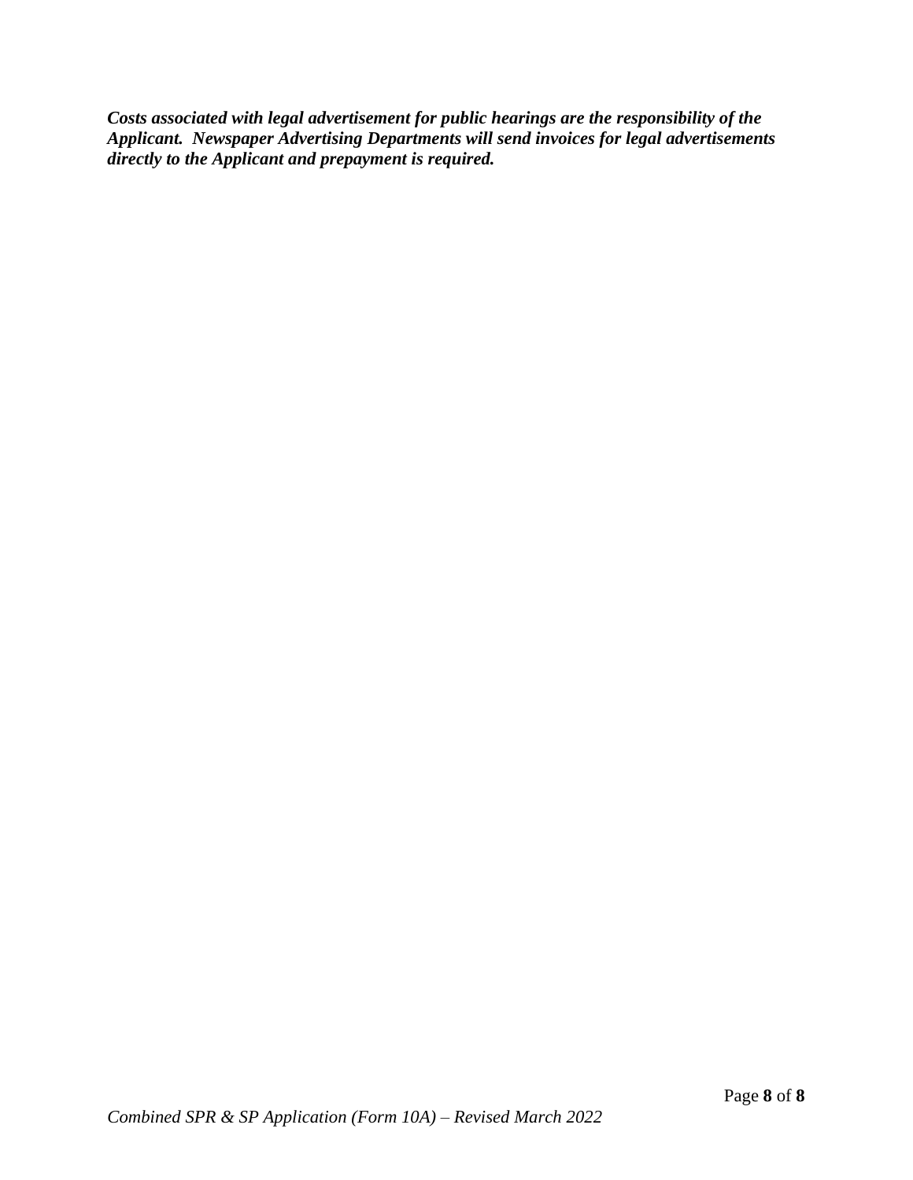***Costs associated with legal advertisement for public hearings are the responsibility of the Applicant. Newspaper Advertising Departments will send invoices for legal advertisements directly to the Applicant and prepayment is required.***